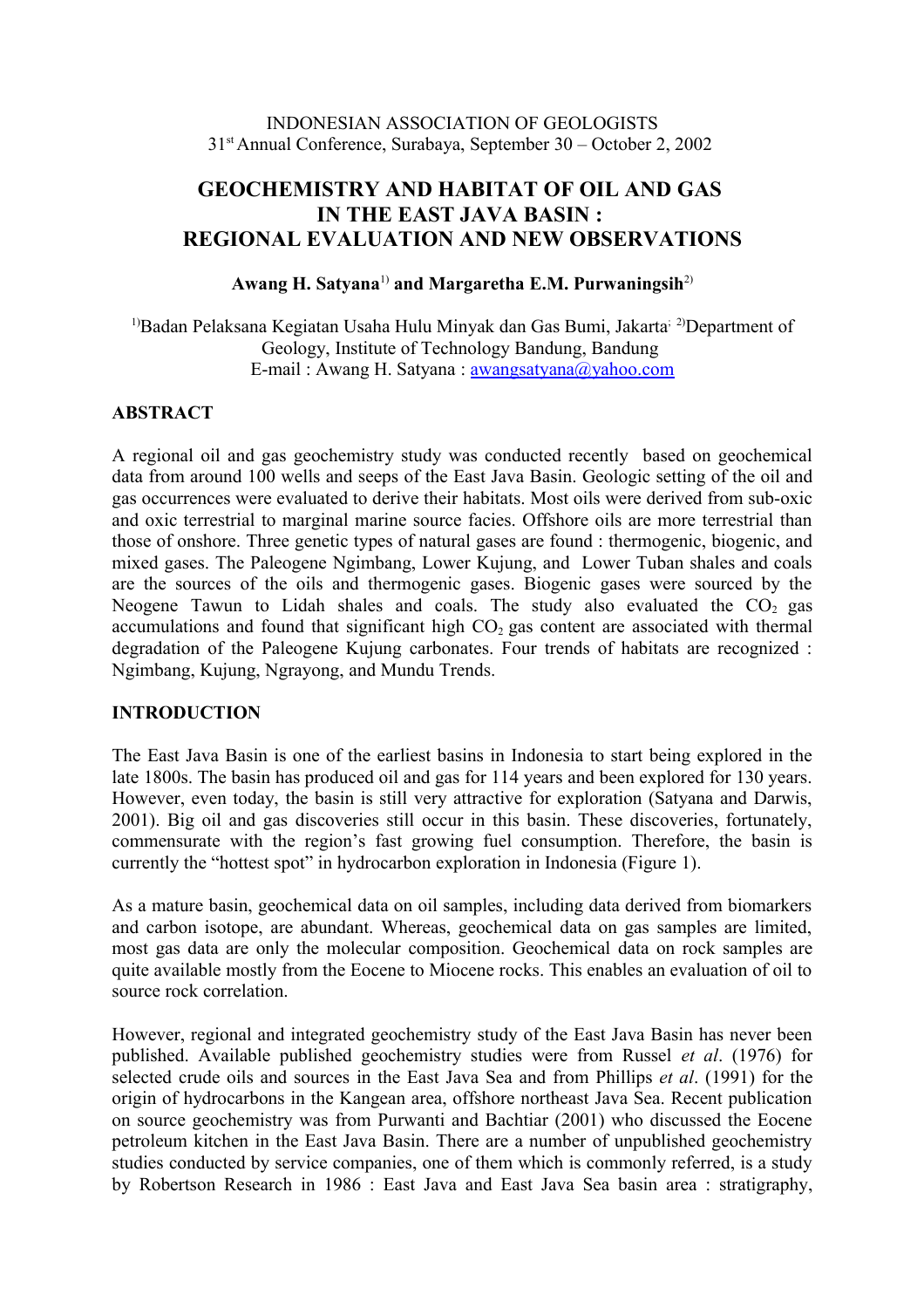INDONESIAN ASSOCIATION OF GEOLOGISTS
31st Annual Conference, Surabaya, September 30 – October 2, 2002

# GEOCHEMISTRY AND HABITAT OF OIL AND GAS IN THE EAST JAVA BASIN : REGIONAL EVALUATION AND NEW OBSERVATIONS

**Awang H. Satyana**[1] **and Margaretha E.M. Purwaningsih**[2]

[1]Badan Pelaksana Kegiatan Usaha Hulu Minyak dan Gas Bumi, Jakarta; [2]Department of Geology, Institute of Technology Bandung, Bandung
E-mail : Awang H. Satyana : awangsatyana@yahoo.com

## ABSTRACT

A regional oil and gas geochemistry study was conducted recently based on geochemical data from around 100 wells and seeps of the East Java Basin. Geologic setting of the oil and gas occurrences were evaluated to derive their habitats. Most oils were derived from sub-oxic and oxic terrestrial to marginal marine source facies. Offshore oils are more terrestrial than those of onshore. Three genetic types of natural gases are found : thermogenic, biogenic, and mixed gases. The Paleogene Ngimbang, Lower Kujung, and Lower Tuban shales and coals are the sources of the oils and thermogenic gases. Biogenic gases were sourced by the Neogene Tawun to Lidah shales and coals. The study also evaluated the $CO_2$ gas accumulations and found that significant high $CO_2$ gas content are associated with thermal degradation of the Paleogene Kujung carbonates. Four trends of habitats are recognized : Ngimbang, Kujung, Ngrayong, and Mundu Trends.

## INTRODUCTION

The East Java Basin is one of the earliest basins in Indonesia to start being explored in the late 1800s. The basin has produced oil and gas for 114 years and been explored for 130 years. However, even today, the basin is still very attractive for exploration (Satyana and Darwis, 2001). Big oil and gas discoveries still occur in this basin. These discoveries, fortunately, commensurate with the region's fast growing fuel consumption. Therefore, the basin is currently the "hottest spot" in hydrocarbon exploration in Indonesia (Figure 1).

As a mature basin, geochemical data on oil samples, including data derived from biomarkers and carbon isotope, are abundant. Whereas, geochemical data on gas samples are limited, most gas data are only the molecular composition. Geochemical data on rock samples are quite available mostly from the Eocene to Miocene rocks. This enables an evaluation of oil to source rock correlation.

However, regional and integrated geochemistry study of the East Java Basin has never been published. Available published geochemistry studies were from Russel *et al*. (1976) for selected crude oils and sources in the East Java Sea and from Phillips *et al*. (1991) for the origin of hydrocarbons in the Kangean area, offshore northeast Java Sea. Recent publication on source geochemistry was from Purwanti and Bachtiar (2001) who discussed the Eocene petroleum kitchen in the East Java Basin. There are a number of unpublished geochemistry studies conducted by service companies, one of them which is commonly referred, is a study by Robertson Research in 1986 : East Java and East Java Sea basin area : stratigraphy,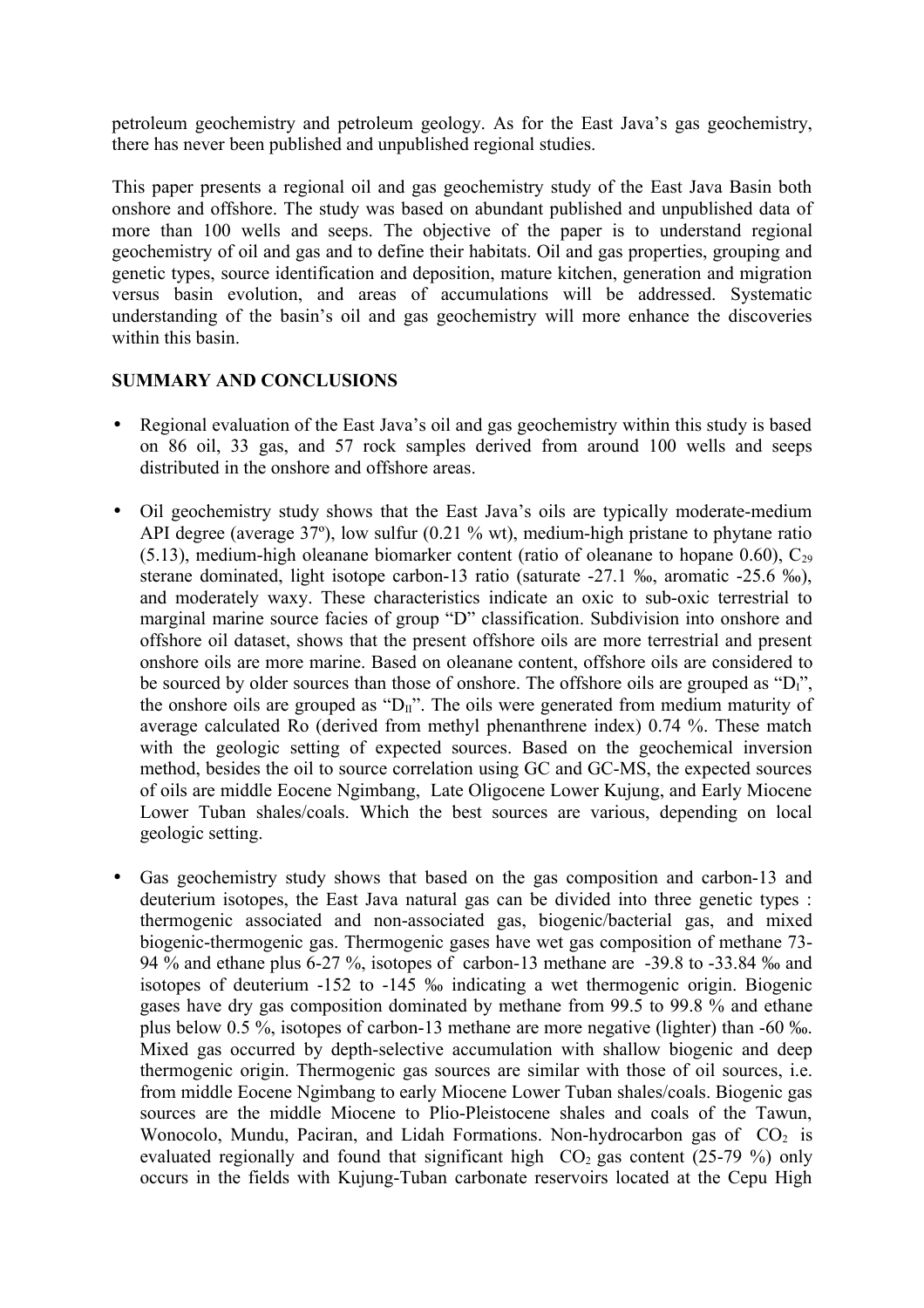petroleum geochemistry and petroleum geology. As for the East Java's gas geochemistry, there has never been published and unpublished regional studies.

This paper presents a regional oil and gas geochemistry study of the East Java Basin both onshore and offshore. The study was based on abundant published and unpublished data of more than 100 wells and seeps. The objective of the paper is to understand regional geochemistry of oil and gas and to define their habitats. Oil and gas properties, grouping and genetic types, source identification and deposition, mature kitchen, generation and migration versus basin evolution, and areas of accumulations will be addressed. Systematic understanding of the basin's oil and gas geochemistry will more enhance the discoveries within this basin.

**SUMMARY AND CONCLUSIONS**

- Regional evaluation of the East Java's oil and gas geochemistry within this study is based on 86 oil, 33 gas, and 57 rock samples derived from around 100 wells and seeps distributed in the onshore and offshore areas.

- Oil geochemistry study shows that the East Java's oils are typically moderate-medium API degree (average 37º), low sulfur (0.21 % wt), medium-high pristane to phytane ratio (5.13), medium-high oleanane biomarker content (ratio of oleanane to hopane 0.60), $C_{29}$ sterane dominated, light isotope carbon-13 ratio (saturate -27.1 ‰, aromatic -25.6 ‰), and moderately waxy. These characteristics indicate an oxic to sub-oxic terrestrial to marginal marine source facies of group "D" classification. Subdivision into onshore and offshore oil dataset, shows that the present offshore oils are more terrestrial and present onshore oils are more marine. Based on oleanane content, offshore oils are considered to be sourced by older sources than those of onshore. The offshore oils are grouped as "$D_I$", the onshore oils are grouped as "$D_{II}$". The oils were generated from medium maturity of average calculated Ro (derived from methyl phenanthrene index) 0.74 %. These match with the geologic setting of expected sources. Based on the geochemical inversion method, besides the oil to source correlation using GC and GC-MS, the expected sources of oils are middle Eocene Ngimbang, Late Oligocene Lower Kujung, and Early Miocene Lower Tuban shales/coals. Which the best sources are various, depending on local geologic setting.

- Gas geochemistry study shows that based on the gas composition and carbon-13 and deuterium isotopes, the East Java natural gas can be divided into three genetic types : thermogenic associated and non-associated gas, biogenic/bacterial gas, and mixed biogenic-thermogenic gas. Thermogenic gases have wet gas composition of methane 73-94 % and ethane plus 6-27 %, isotopes of carbon-13 methane are -39.8 to -33.84 ‰ and isotopes of deuterium -152 to -145 ‰ indicating a wet thermogenic origin. Biogenic gases have dry gas composition dominated by methane from 99.5 to 99.8 % and ethane plus below 0.5 %, isotopes of carbon-13 methane are more negative (lighter) than -60 ‰. Mixed gas occurred by depth-selective accumulation with shallow biogenic and deep thermogenic origin. Thermogenic gas sources are similar with those of oil sources, i.e. from middle Eocene Ngimbang to early Miocene Lower Tuban shales/coals. Biogenic gas sources are the middle Miocene to Plio-Pleistocene shales and coals of the Tawun, Wonocolo, Mundu, Paciran, and Lidah Formations. Non-hydrocarbon gas of $CO_2$ is evaluated regionally and found that significant high $CO_2$ gas content (25-79 %) only occurs in the fields with Kujung-Tuban carbonate reservoirs located at the Cepu High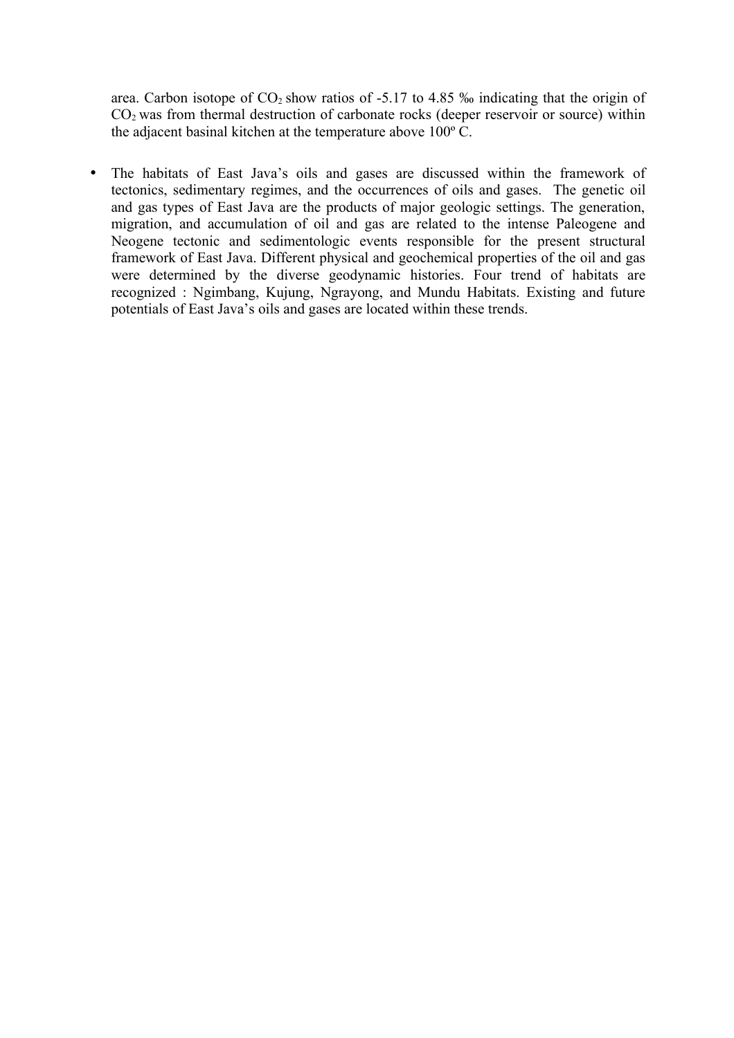area. Carbon isotope of $CO_2$ show ratios of -5.17 to 4.85 ‰ indicating that the origin of $CO_2$ was from thermal destruction of carbonate rocks (deeper reservoir or source) within the adjacent basinal kitchen at the temperature above 100º C.

- The habitats of East Java's oils and gases are discussed within the framework of tectonics, sedimentary regimes, and the occurrences of oils and gases. The genetic oil and gas types of East Java are the products of major geologic settings. The generation, migration, and accumulation of oil and gas are related to the intense Paleogene and Neogene tectonic and sedimentologic events responsible for the present structural framework of East Java. Different physical and geochemical properties of the oil and gas were determined by the diverse geodynamic histories. Four trend of habitats are recognized : Ngimbang, Kujung, Ngrayong, and Mundu Habitats. Existing and future potentials of East Java's oils and gases are located within these trends.